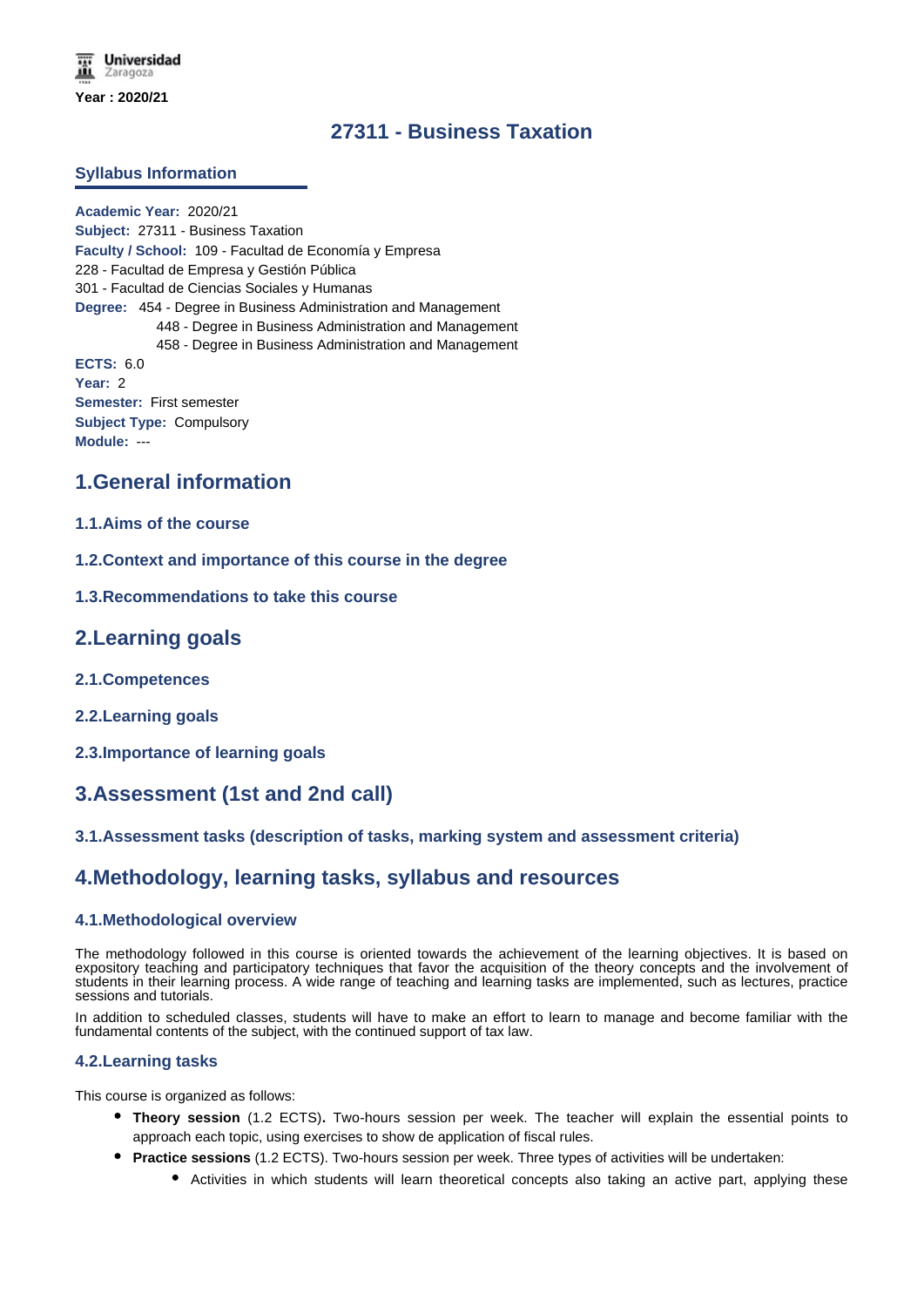Universidad Zaragoza

**Year : 2020/21**

# 27311 - Business Taxation

## Syllabus Information

**Academic Year:** 2020/21
**Subject:** 27311 - Business Taxation
**Faculty / School:** 109 - Facultad de Economía y Empresa
228 - Facultad de Empresa y Gestión Pública
301 - Facultad de Ciencias Sociales y Humanas
**Degree:** 454 - Degree in Business Administration and Management
448 - Degree in Business Administration and Management
458 - Degree in Business Administration and Management
**ECTS:** 6.0
**Year:** 2
**Semester:** First semester
**Subject Type:** Compulsory
**Module:** ---

## 1.General information

### 1.1.Aims of the course

### 1.2.Context and importance of this course in the degree

### 1.3.Recommendations to take this course

## 2.Learning goals

### 2.1.Competences

### 2.2.Learning goals

### 2.3.Importance of learning goals

## 3.Assessment (1st and 2nd call)

### 3.1.Assessment tasks (description of tasks, marking system and assessment criteria)

## 4.Methodology, learning tasks, syllabus and resources

### 4.1.Methodological overview

The methodology followed in this course is oriented towards the achievement of the learning objectives. It is based on expository teaching and participatory techniques that favor the acquisition of the theory concepts and the involvement of students in their learning process. A wide range of teaching and learning tasks are implemented, such as lectures, practice sessions and tutorials.

In addition to scheduled classes, students will have to make an effort to learn to manage and become familiar with the fundamental contents of the subject, with the continued support of tax law.

### 4.2.Learning tasks

This course is organized as follows:

- **Theory session** (1.2 ECTS)**.** Two-hours session per week. The teacher will explain the essential points to approach each topic, using exercises to show de application of fiscal rules.
- **Practice sessions** (1.2 ECTS). Two-hours session per week. Three types of activities will be undertaken:
  - Activities in which students will learn theoretical concepts also taking an active part, applying these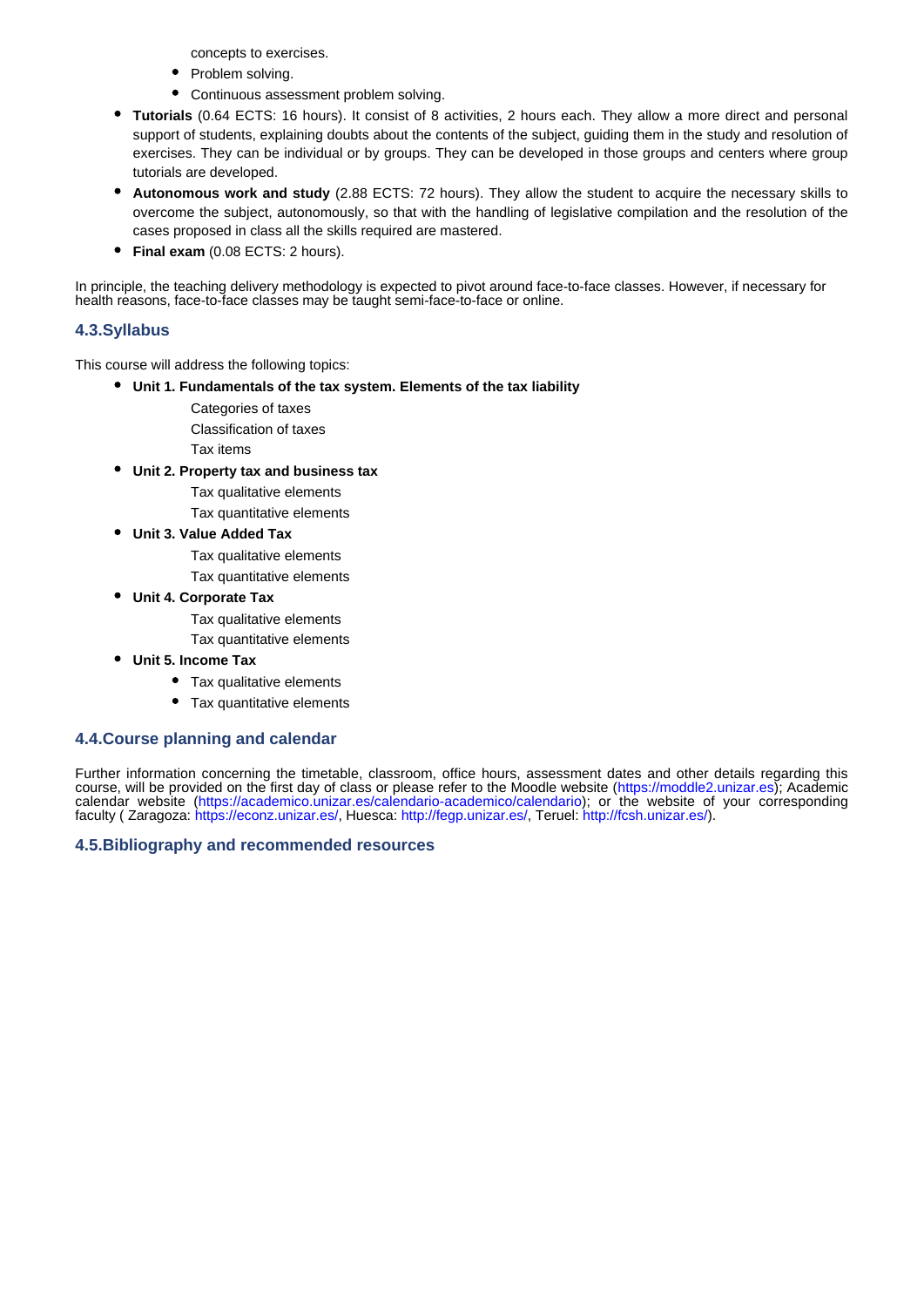concepts to exercises.
    - Problem solving.
    - Continuous assessment problem solving.
- **Tutorials** (0.64 ECTS: 16 hours). It consist of 8 activities, 2 hours each. They allow a more direct and personal support of students, explaining doubts about the contents of the subject, guiding them in the study and resolution of exercises. They can be individual or by groups. They can be developed in those groups and centers where group tutorials are developed.
- **Autonomous work and study** (2.88 ECTS: 72 hours). They allow the student to acquire the necessary skills to overcome the subject, autonomously, so that with the handling of legislative compilation and the resolution of the cases proposed in class all the skills required are mastered.
- **Final exam** (0.08 ECTS: 2 hours).

In principle, the teaching delivery methodology is expected to pivot around face-to-face classes. However, if necessary for health reasons, face-to-face classes may be taught semi-face-to-face or online.

### 4.3.Syllabus

This course will address the following topics:

- **Unit 1. Fundamentals of the tax system. Elements of the tax liability**
  - Categories of taxes
  - Classification of taxes
  - Tax items
- **Unit 2. Property tax and business tax**
  - Tax qualitative elements
  - Tax quantitative elements
- **Unit 3. Value Added Tax**
  - Tax qualitative elements
  - Tax quantitative elements
- **Unit 4. Corporate Tax**
  - Tax qualitative elements
  - Tax quantitative elements
- **Unit 5. Income Tax**
  - Tax qualitative elements
  - Tax quantitative elements

### 4.4.Course planning and calendar

Further information concerning the timetable, classroom, office hours, assessment dates and other details regarding this course, will be provided on the first day of class or please refer to the Moodle website (https://moddle2.unizar.es); Academic calendar website (https://academico.unizar.es/calendario-academico/calendario); or the website of your corresponding faculty ( Zaragoza: https://econz.unizar.es/, Huesca: http://fegp.unizar.es/, Teruel: http://fcsh.unizar.es/).

### 4.5.Bibliography and recommended resources